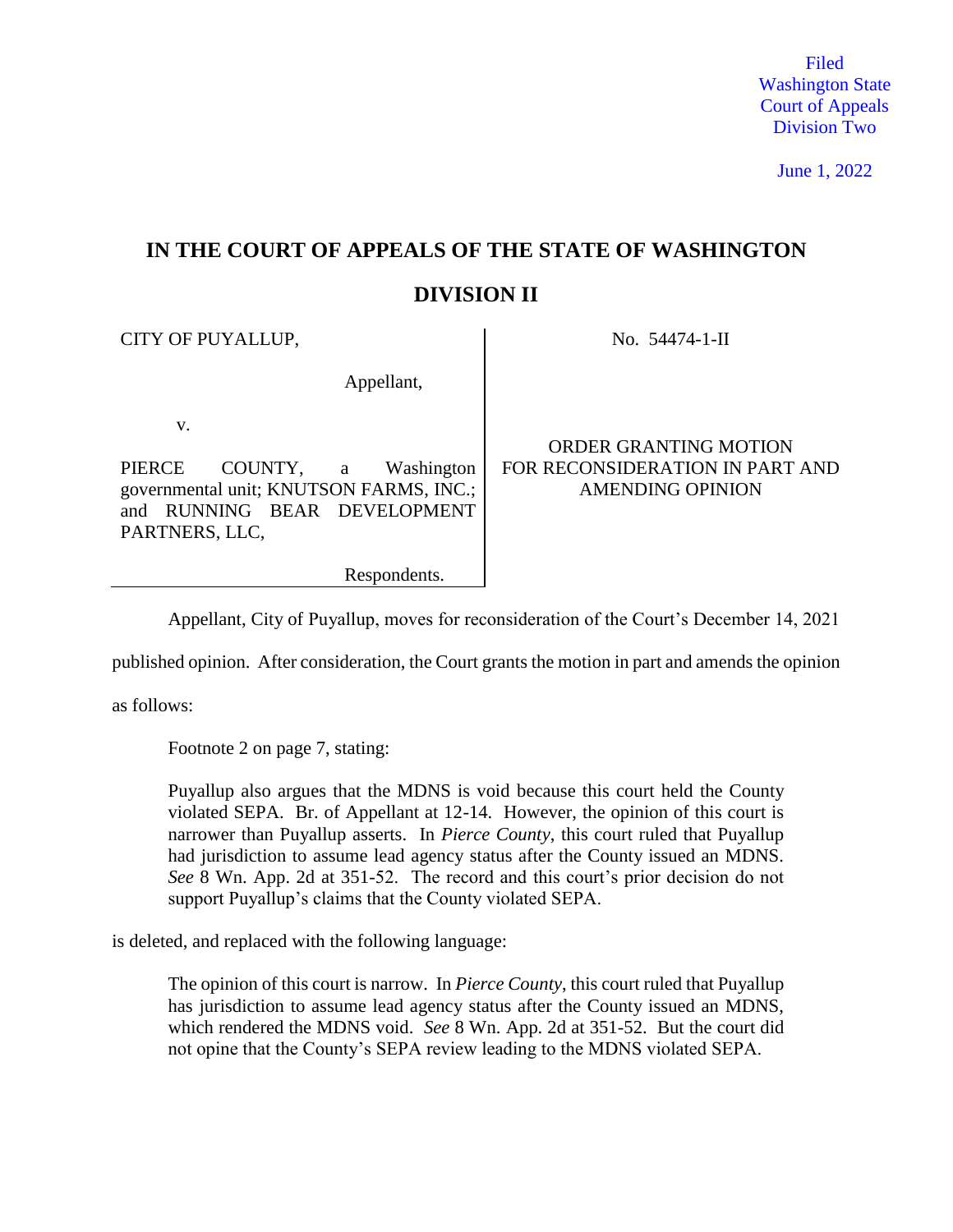Filed
Washington State
Court of Appeals
Division Two

June 1, 2022

# IN THE COURT OF APPEALS OF THE STATE OF WASHINGTON

## DIVISION II

| | |
|---|---|
| CITY OF PUYALLUP,<br><br>Appellant,<br><br>v.<br><br>PIERCE COUNTY, a Washington governmental unit; KNUTSON FARMS, INC.; and RUNNING BEAR DEVELOPMENT PARTNERS, LLC,<br><br>Respondents. | No. 54474-1-II<br><br>ORDER GRANTING MOTION FOR RECONSIDERATION IN PART AND AMENDING OPINION |

Appellant, City of Puyallup, moves for reconsideration of the Court's December 14, 2021 published opinion. After consideration, the Court grants the motion in part and amends the opinion as follows:

Footnote 2 on page 7, stating:

> Puyallup also argues that the MDNS is void because this court held the County violated SEPA. Br. of Appellant at 12-14. However, the opinion of this court is narrower than Puyallup asserts. In *Pierce County*, this court ruled that Puyallup had jurisdiction to assume lead agency status after the County issued an MDNS. *See* 8 Wn. App. 2d at 351-52. The record and this court's prior decision do not support Puyallup's claims that the County violated SEPA.

is deleted, and replaced with the following language:

> The opinion of this court is narrow. In *Pierce County*, this court ruled that Puyallup has jurisdiction to assume lead agency status after the County issued an MDNS, which rendered the MDNS void. *See* 8 Wn. App. 2d at 351-52. But the court did not opine that the County's SEPA review leading to the MDNS violated SEPA.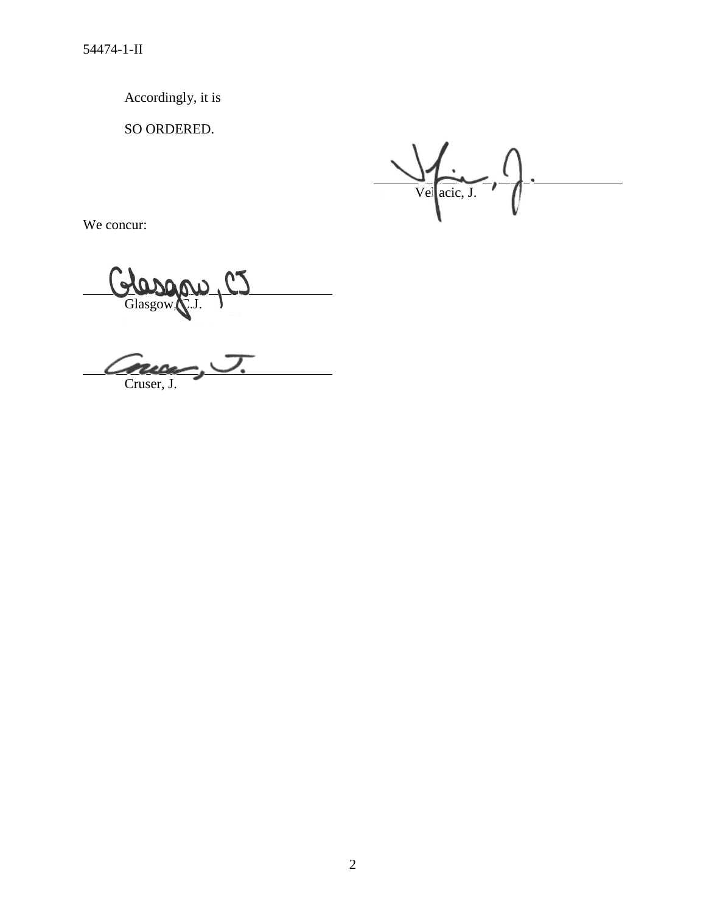Accordingly, it is

SO ORDERED.

Veljacic, J.

We concur:

Glasgow, C.J.

Cruser, J.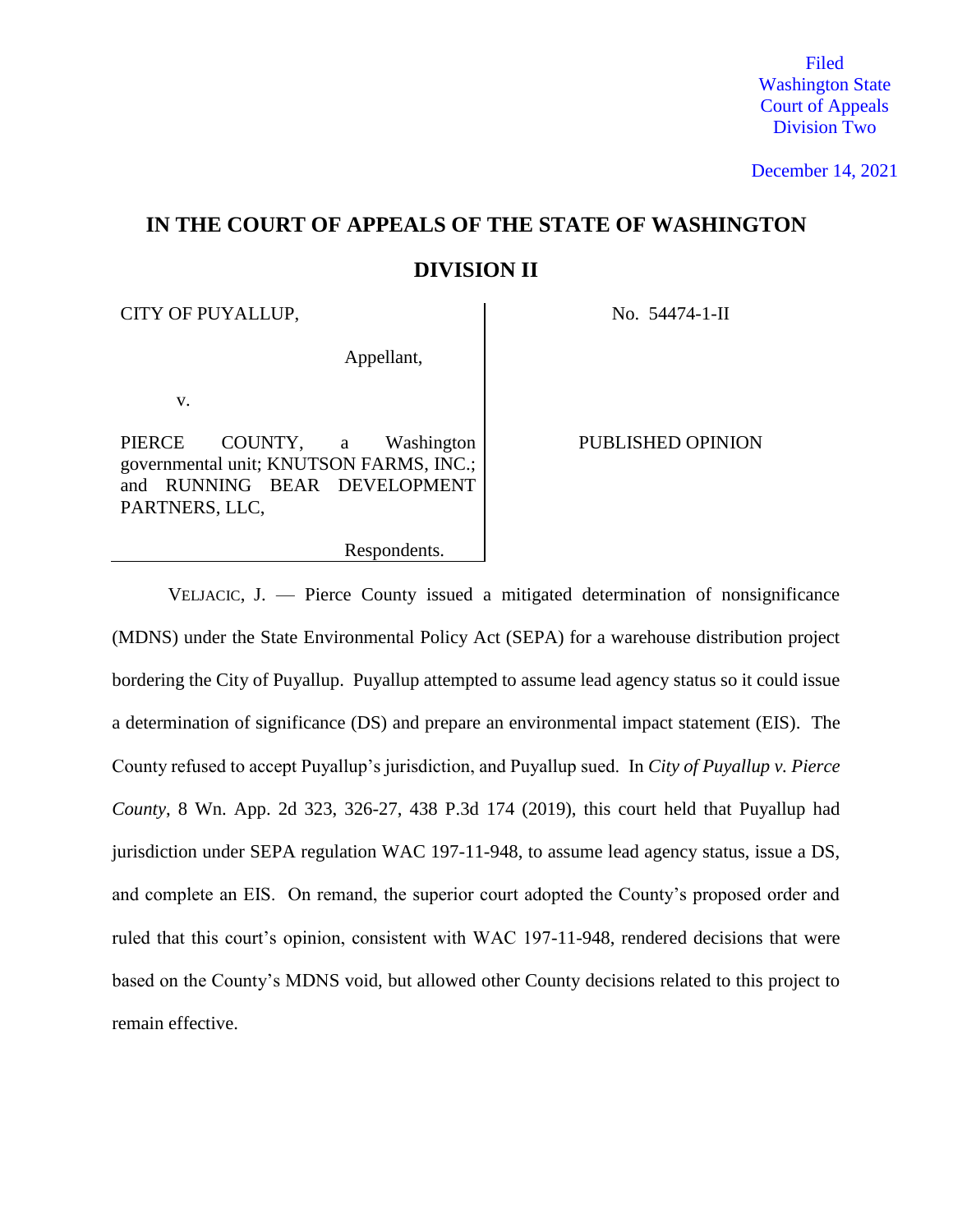Filed
Washington State
Court of Appeals
Division Two

December 14, 2021

# IN THE COURT OF APPEALS OF THE STATE OF WASHINGTON

## DIVISION II

| | |
|---|---|
| CITY OF PUYALLUP,<br><br>Appellant,<br><br>v.<br><br>PIERCE COUNTY, a Washington governmental unit; KNUTSON FARMS, INC.; and RUNNING BEAR DEVELOPMENT PARTNERS, LLC,<br><br>Respondents. | No. 54474-1-II<br><br>PUBLISHED OPINION |

VELJACIC, J. — Pierce County issued a mitigated determination of nonsignificance (MDNS) under the State Environmental Policy Act (SEPA) for a warehouse distribution project bordering the City of Puyallup. Puyallup attempted to assume lead agency status so it could issue a determination of significance (DS) and prepare an environmental impact statement (EIS). The County refused to accept Puyallup's jurisdiction, and Puyallup sued. In *City of Puyallup v. Pierce County*, 8 Wn. App. 2d 323, 326-27, 438 P.3d 174 (2019), this court held that Puyallup had jurisdiction under SEPA regulation WAC 197-11-948, to assume lead agency status, issue a DS, and complete an EIS. On remand, the superior court adopted the County's proposed order and ruled that this court's opinion, consistent with WAC 197-11-948, rendered decisions that were based on the County's MDNS void, but allowed other County decisions related to this project to remain effective.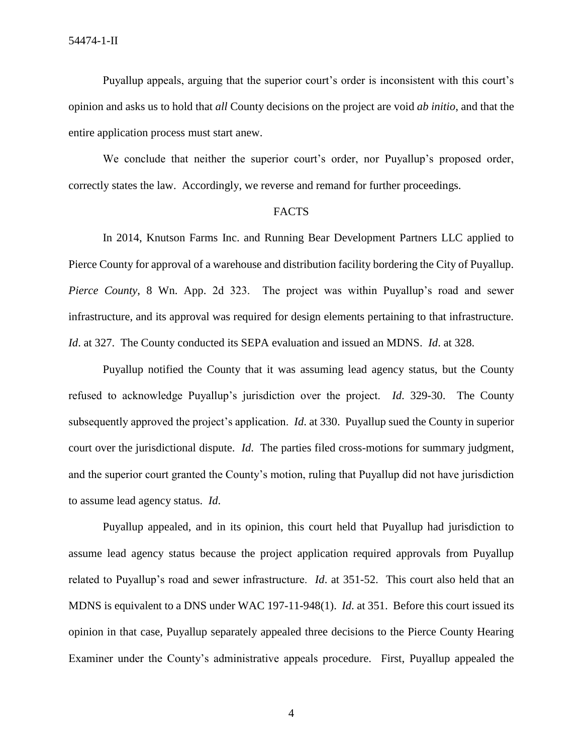Puyallup appeals, arguing that the superior court's order is inconsistent with this court's opinion and asks us to hold that *all* County decisions on the project are void *ab initio*, and that the entire application process must start anew.

We conclude that neither the superior court's order, nor Puyallup's proposed order, correctly states the law. Accordingly, we reverse and remand for further proceedings.

## FACTS

In 2014, Knutson Farms Inc. and Running Bear Development Partners LLC applied to Pierce County for approval of a warehouse and distribution facility bordering the City of Puyallup. *Pierce County*, 8 Wn. App. 2d 323. The project was within Puyallup's road and sewer infrastructure, and its approval was required for design elements pertaining to that infrastructure. *Id*. at 327. The County conducted its SEPA evaluation and issued an MDNS. *Id*. at 328.

Puyallup notified the County that it was assuming lead agency status, but the County refused to acknowledge Puyallup's jurisdiction over the project. *Id*. 329-30. The County subsequently approved the project's application. *Id*. at 330. Puyallup sued the County in superior court over the jurisdictional dispute. *Id*. The parties filed cross-motions for summary judgment, and the superior court granted the County's motion, ruling that Puyallup did not have jurisdiction to assume lead agency status. *Id*.

Puyallup appealed, and in its opinion, this court held that Puyallup had jurisdiction to assume lead agency status because the project application required approvals from Puyallup related to Puyallup's road and sewer infrastructure. *Id*. at 351-52. This court also held that an MDNS is equivalent to a DNS under WAC 197-11-948(1). *Id*. at 351. Before this court issued its opinion in that case, Puyallup separately appealed three decisions to the Pierce County Hearing Examiner under the County's administrative appeals procedure. First, Puyallup appealed the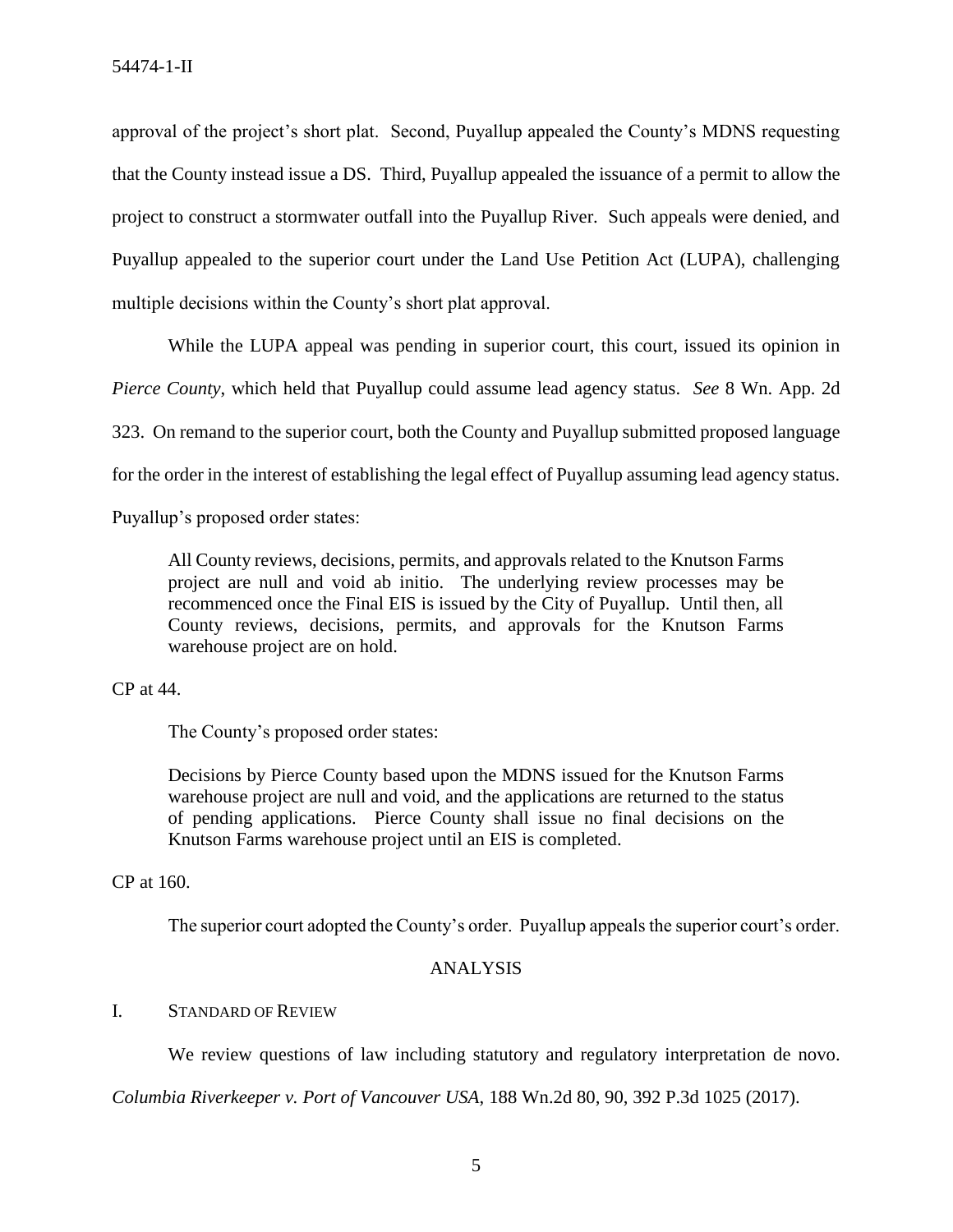approval of the project's short plat. Second, Puyallup appealed the County's MDNS requesting that the County instead issue a DS. Third, Puyallup appealed the issuance of a permit to allow the project to construct a stormwater outfall into the Puyallup River. Such appeals were denied, and Puyallup appealed to the superior court under the Land Use Petition Act (LUPA), challenging multiple decisions within the County's short plat approval.

While the LUPA appeal was pending in superior court, this court, issued its opinion in *Pierce County*, which held that Puyallup could assume lead agency status. *See* 8 Wn. App. 2d 323. On remand to the superior court, both the County and Puyallup submitted proposed language for the order in the interest of establishing the legal effect of Puyallup assuming lead agency status. Puyallup's proposed order states:

> All County reviews, decisions, permits, and approvals related to the Knutson Farms project are null and void ab initio. The underlying review processes may be recommenced once the Final EIS is issued by the City of Puyallup. Until then, all County reviews, decisions, permits, and approvals for the Knutson Farms warehouse project are on hold.

CP at 44.

The County's proposed order states:

> Decisions by Pierce County based upon the MDNS issued for the Knutson Farms warehouse project are null and void, and the applications are returned to the status of pending applications. Pierce County shall issue no final decisions on the Knutson Farms warehouse project until an EIS is completed.

CP at 160.

The superior court adopted the County's order. Puyallup appeals the superior court's order.

## ANALYSIS

### I. Standard of Review

We review questions of law including statutory and regulatory interpretation de novo. *Columbia Riverkeeper v. Port of Vancouver USA*, 188 Wn.2d 80, 90, 392 P.3d 1025 (2017).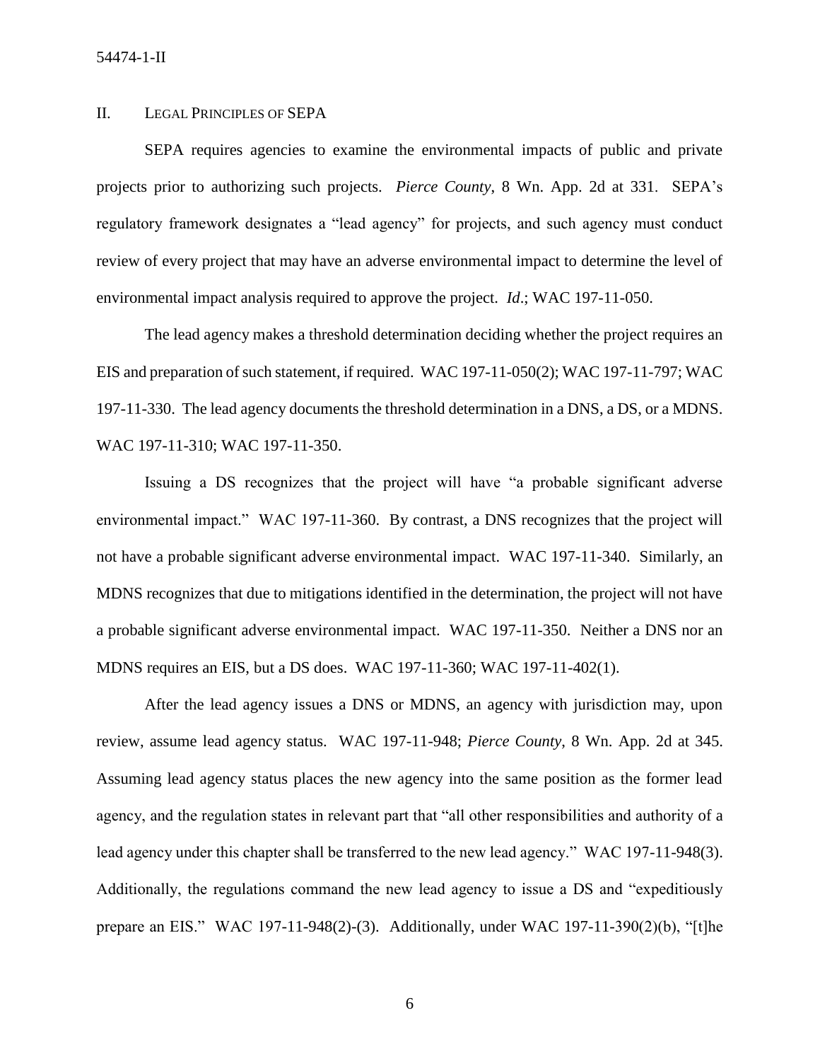## II. Legal Principles of SEPA

SEPA requires agencies to examine the environmental impacts of public and private projects prior to authorizing such projects. *Pierce County*, 8 Wn. App. 2d at 331. SEPA's regulatory framework designates a "lead agency" for projects, and such agency must conduct review of every project that may have an adverse environmental impact to determine the level of environmental impact analysis required to approve the project. *Id*.; WAC 197-11-050.

The lead agency makes a threshold determination deciding whether the project requires an EIS and preparation of such statement, if required. WAC 197-11-050(2); WAC 197-11-797; WAC 197-11-330. The lead agency documents the threshold determination in a DNS, a DS, or a MDNS. WAC 197-11-310; WAC 197-11-350.

Issuing a DS recognizes that the project will have "a probable significant adverse environmental impact." WAC 197-11-360. By contrast, a DNS recognizes that the project will not have a probable significant adverse environmental impact. WAC 197-11-340. Similarly, an MDNS recognizes that due to mitigations identified in the determination, the project will not have a probable significant adverse environmental impact. WAC 197-11-350. Neither a DNS nor an MDNS requires an EIS, but a DS does. WAC 197-11-360; WAC 197-11-402(1).

After the lead agency issues a DNS or MDNS, an agency with jurisdiction may, upon review, assume lead agency status. WAC 197-11-948; *Pierce County*, 8 Wn. App. 2d at 345. Assuming lead agency status places the new agency into the same position as the former lead agency, and the regulation states in relevant part that "all other responsibilities and authority of a lead agency under this chapter shall be transferred to the new lead agency." WAC 197-11-948(3). Additionally, the regulations command the new lead agency to issue a DS and "expeditiously prepare an EIS." WAC 197-11-948(2)-(3). Additionally, under WAC 197-11-390(2)(b), "[t]he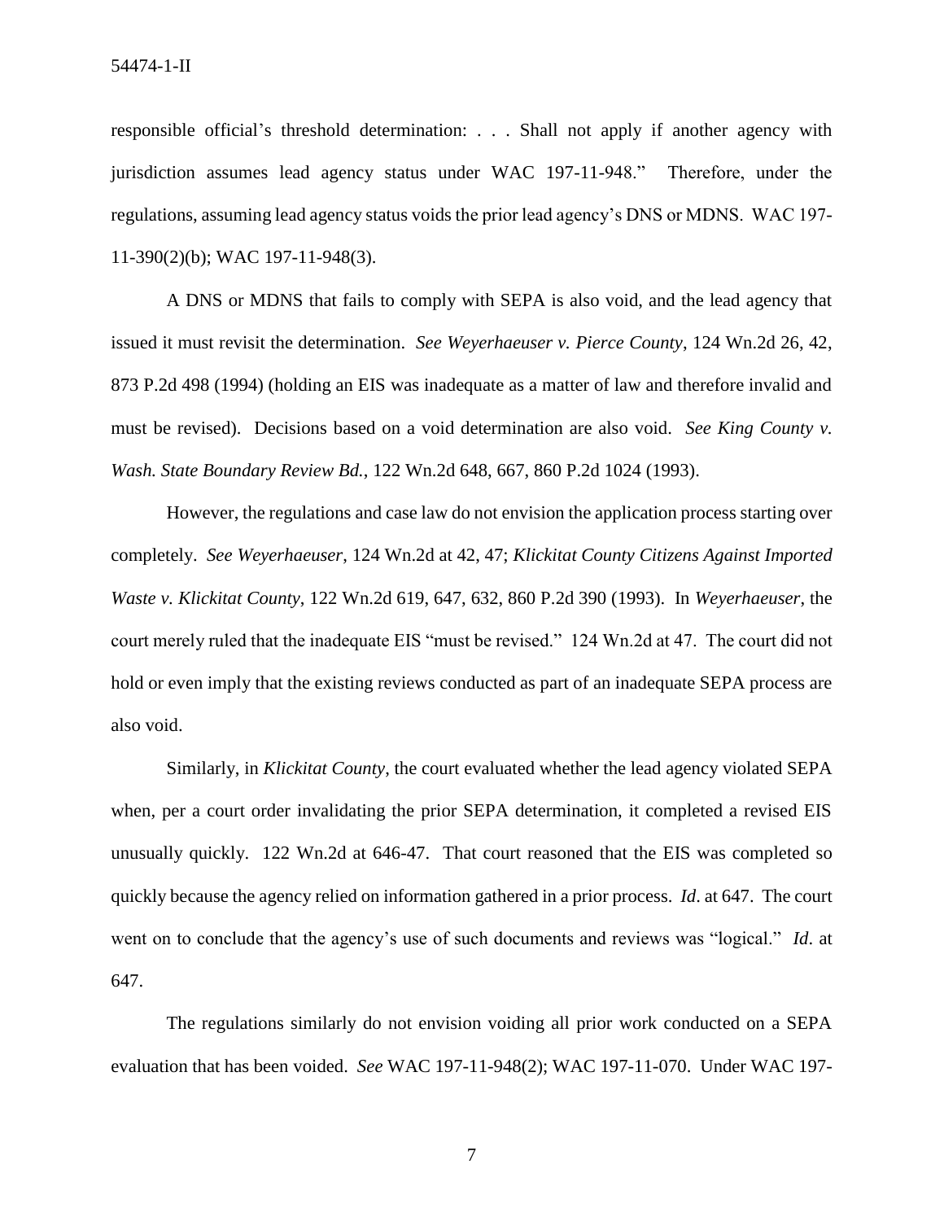responsible official's threshold determination: . . . Shall not apply if another agency with jurisdiction assumes lead agency status under WAC 197-11-948." Therefore, under the regulations, assuming lead agency status voids the prior lead agency's DNS or MDNS. WAC 197-11-390(2)(b); WAC 197-11-948(3).

A DNS or MDNS that fails to comply with SEPA is also void, and the lead agency that issued it must revisit the determination. *See Weyerhaeuser v. Pierce County*, 124 Wn.2d 26, 42, 873 P.2d 498 (1994) (holding an EIS was inadequate as a matter of law and therefore invalid and must be revised). Decisions based on a void determination are also void. *See King County v. Wash. State Boundary Review Bd.*, 122 Wn.2d 648, 667, 860 P.2d 1024 (1993).

However, the regulations and case law do not envision the application process starting over completely. *See Weyerhaeuser*, 124 Wn.2d at 42, 47; *Klickitat County Citizens Against Imported Waste v. Klickitat County*, 122 Wn.2d 619, 647, 632, 860 P.2d 390 (1993). In *Weyerhaeuser*, the court merely ruled that the inadequate EIS "must be revised." 124 Wn.2d at 47. The court did not hold or even imply that the existing reviews conducted as part of an inadequate SEPA process are also void.

Similarly, in *Klickitat County*, the court evaluated whether the lead agency violated SEPA when, per a court order invalidating the prior SEPA determination, it completed a revised EIS unusually quickly. 122 Wn.2d at 646-47. That court reasoned that the EIS was completed so quickly because the agency relied on information gathered in a prior process. *Id*. at 647. The court went on to conclude that the agency's use of such documents and reviews was "logical." *Id*. at 647.

The regulations similarly do not envision voiding all prior work conducted on a SEPA evaluation that has been voided. *See* WAC 197-11-948(2); WAC 197-11-070. Under WAC 197-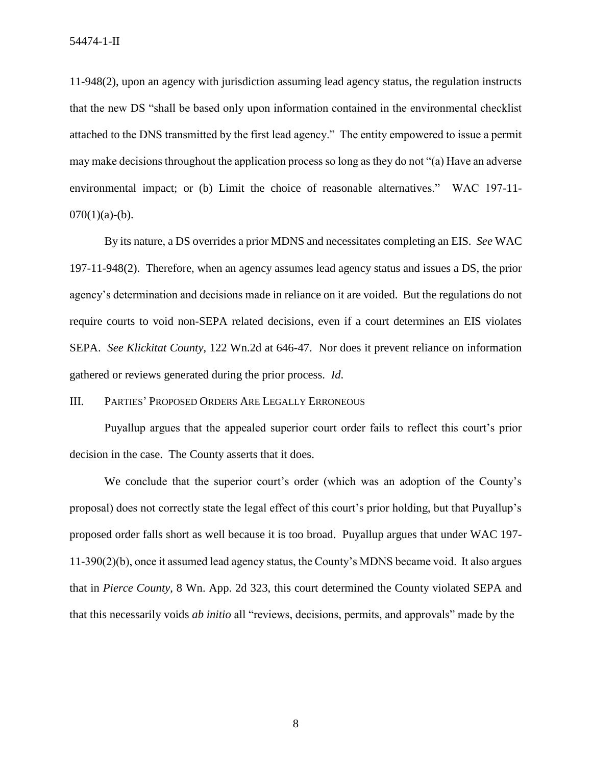11-948(2), upon an agency with jurisdiction assuming lead agency status, the regulation instructs that the new DS "shall be based only upon information contained in the environmental checklist attached to the DNS transmitted by the first lead agency." The entity empowered to issue a permit may make decisions throughout the application process so long as they do not "(a) Have an adverse environmental impact; or (b) Limit the choice of reasonable alternatives." WAC 197-11-070(1)(a)-(b).

By its nature, a DS overrides a prior MDNS and necessitates completing an EIS. *See* WAC 197-11-948(2). Therefore, when an agency assumes lead agency status and issues a DS, the prior agency's determination and decisions made in reliance on it are voided. But the regulations do not require courts to void non-SEPA related decisions, even if a court determines an EIS violates SEPA. *See Klickitat County*, 122 Wn.2d at 646-47. Nor does it prevent reliance on information gathered or reviews generated during the prior process. *Id.*

## III. Parties' Proposed Orders Are Legally Erroneous

Puyallup argues that the appealed superior court order fails to reflect this court's prior decision in the case. The County asserts that it does.

We conclude that the superior court's order (which was an adoption of the County's proposal) does not correctly state the legal effect of this court's prior holding, but that Puyallup's proposed order falls short as well because it is too broad. Puyallup argues that under WAC 197-11-390(2)(b), once it assumed lead agency status, the County's MDNS became void. It also argues that in *Pierce County*, 8 Wn. App. 2d 323, this court determined the County violated SEPA and that this necessarily voids *ab initio* all "reviews, decisions, permits, and approvals" made by the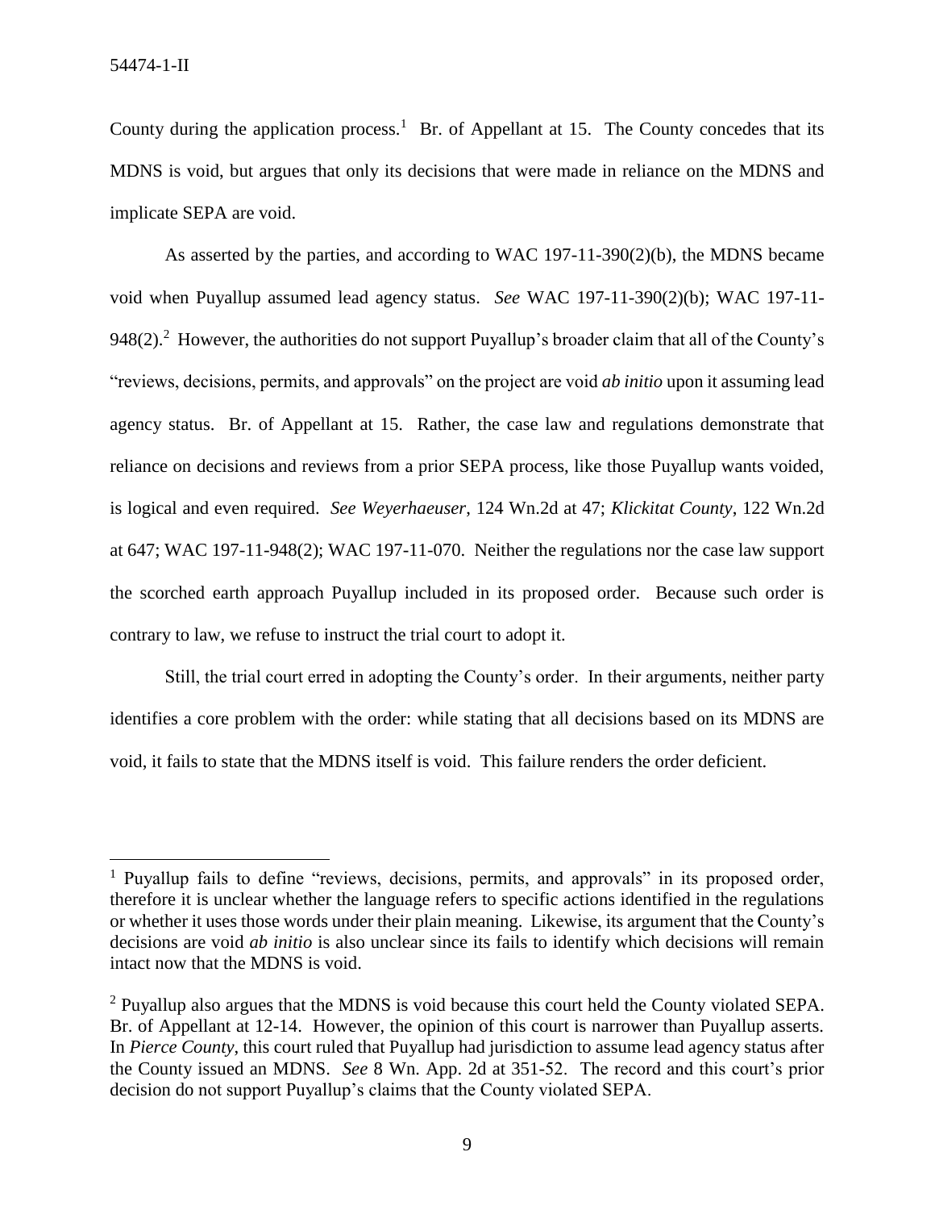County during the application process.[1] Br. of Appellant at 15. The County concedes that its MDNS is void, but argues that only its decisions that were made in reliance on the MDNS and implicate SEPA are void.

As asserted by the parties, and according to WAC 197-11-390(2)(b), the MDNS became void when Puyallup assumed lead agency status. *See* WAC 197-11-390(2)(b); WAC 197-11-948(2).[2] However, the authorities do not support Puyallup's broader claim that all of the County's "reviews, decisions, permits, and approvals" on the project are void *ab initio* upon it assuming lead agency status. Br. of Appellant at 15. Rather, the case law and regulations demonstrate that reliance on decisions and reviews from a prior SEPA process, like those Puyallup wants voided, is logical and even required. *See Weyerhaeuser*, 124 Wn.2d at 47; *Klickitat County*, 122 Wn.2d at 647; WAC 197-11-948(2); WAC 197-11-070. Neither the regulations nor the case law support the scorched earth approach Puyallup included in its proposed order. Because such order is contrary to law, we refuse to instruct the trial court to adopt it.

Still, the trial court erred in adopting the County's order. In their arguments, neither party identifies a core problem with the order: while stating that all decisions based on its MDNS are void, it fails to state that the MDNS itself is void. This failure renders the order deficient.

---

[1] Puyallup fails to define "reviews, decisions, permits, and approvals" in its proposed order, therefore it is unclear whether the language refers to specific actions identified in the regulations or whether it uses those words under their plain meaning. Likewise, its argument that the County's decisions are void *ab initio* is also unclear since its fails to identify which decisions will remain intact now that the MDNS is void.

[2] Puyallup also argues that the MDNS is void because this court held the County violated SEPA. Br. of Appellant at 12-14. However, the opinion of this court is narrower than Puyallup asserts. In *Pierce County*, this court ruled that Puyallup had jurisdiction to assume lead agency status after the County issued an MDNS. *See* 8 Wn. App. 2d at 351-52. The record and this court's prior decision do not support Puyallup's claims that the County violated SEPA.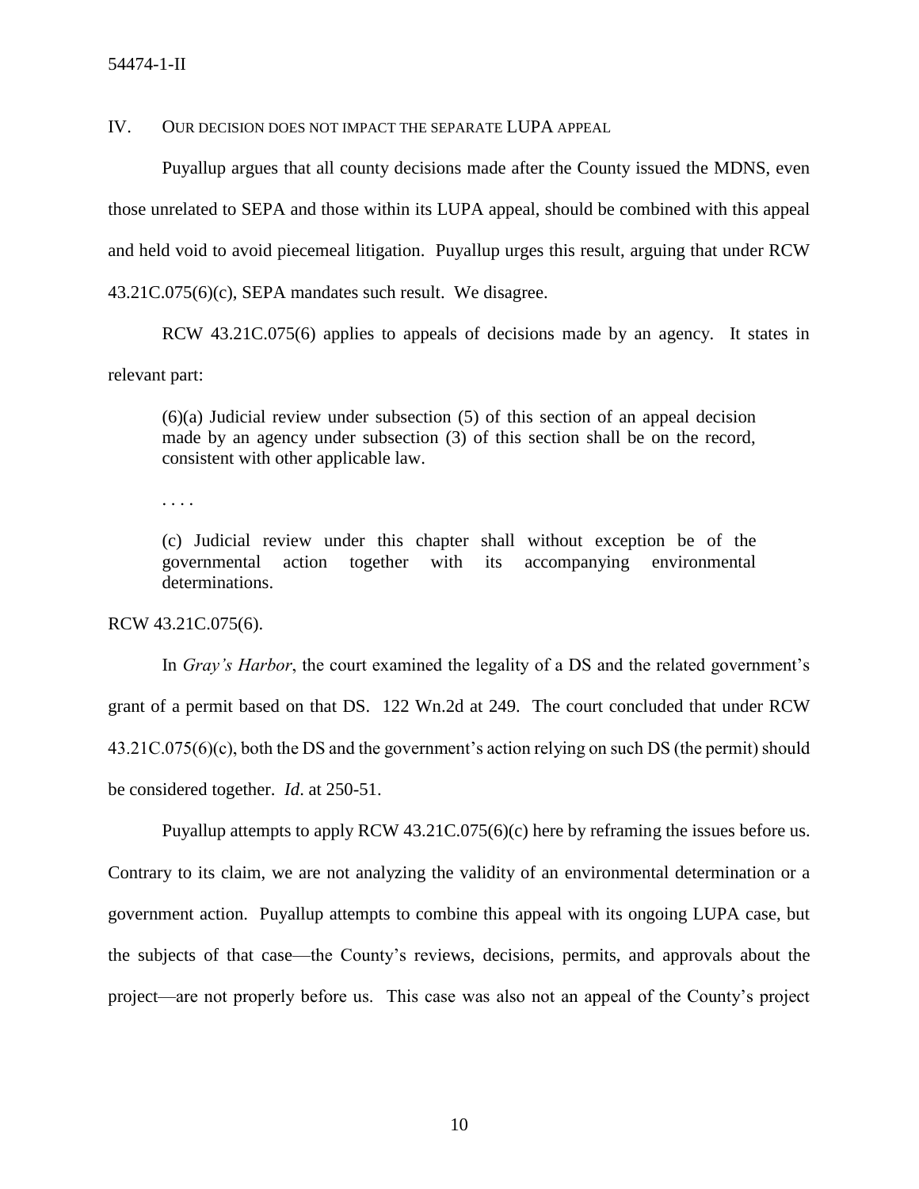## IV. Our decision does not impact the separate LUPA appeal

Puyallup argues that all county decisions made after the County issued the MDNS, even those unrelated to SEPA and those within its LUPA appeal, should be combined with this appeal and held void to avoid piecemeal litigation. Puyallup urges this result, arguing that under RCW 43.21C.075(6)(c), SEPA mandates such result. We disagree.

RCW 43.21C.075(6) applies to appeals of decisions made by an agency. It states in relevant part:

> (6)(a) Judicial review under subsection (5) of this section of an appeal decision made by an agency under subsection (3) of this section shall be on the record, consistent with other applicable law.
>
> . . . .
>
> (c) Judicial review under this chapter shall without exception be of the governmental action together with its accompanying environmental determinations.

RCW 43.21C.075(6).

In *Gray's Harbor*, the court examined the legality of a DS and the related government's grant of a permit based on that DS. 122 Wn.2d at 249. The court concluded that under RCW 43.21C.075(6)(c), both the DS and the government's action relying on such DS (the permit) should be considered together. *Id*. at 250-51.

Puyallup attempts to apply RCW 43.21C.075(6)(c) here by reframing the issues before us. Contrary to its claim, we are not analyzing the validity of an environmental determination or a government action. Puyallup attempts to combine this appeal with its ongoing LUPA case, but the subjects of that case—the County's reviews, decisions, permits, and approvals about the project—are not properly before us. This case was also not an appeal of the County's project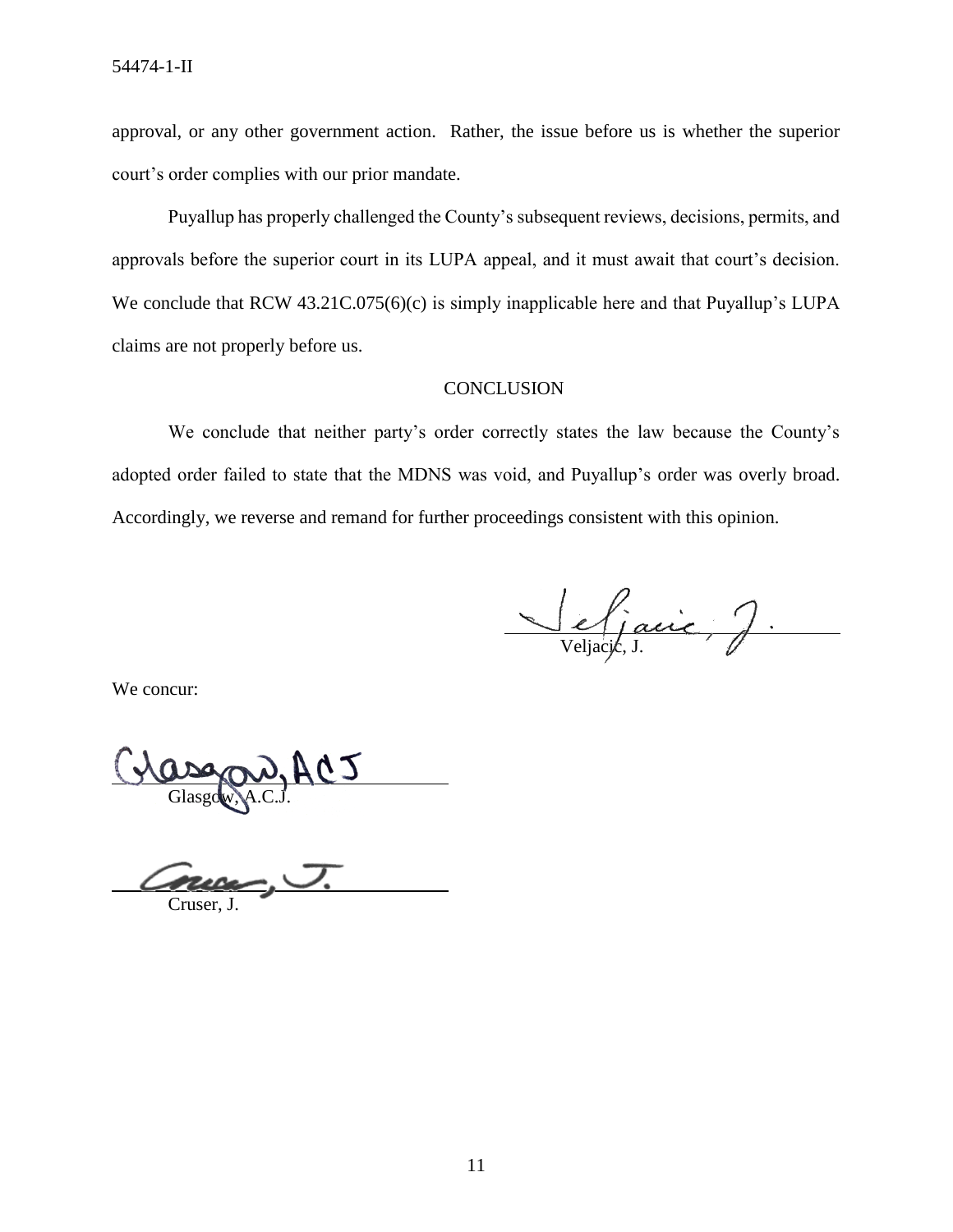approval, or any other government action. Rather, the issue before us is whether the superior court's order complies with our prior mandate.

Puyallup has properly challenged the County's subsequent reviews, decisions, permits, and approvals before the superior court in its LUPA appeal, and it must await that court's decision. We conclude that RCW 43.21C.075(6)(c) is simply inapplicable here and that Puyallup's LUPA claims are not properly before us.

## CONCLUSION

We conclude that neither party's order correctly states the law because the County's adopted order failed to state that the MDNS was void, and Puyallup's order was overly broad. Accordingly, we reverse and remand for further proceedings consistent with this opinion.

Veljacic, J.

We concur:

Glasgow, A.C.J.

Cruser, J.